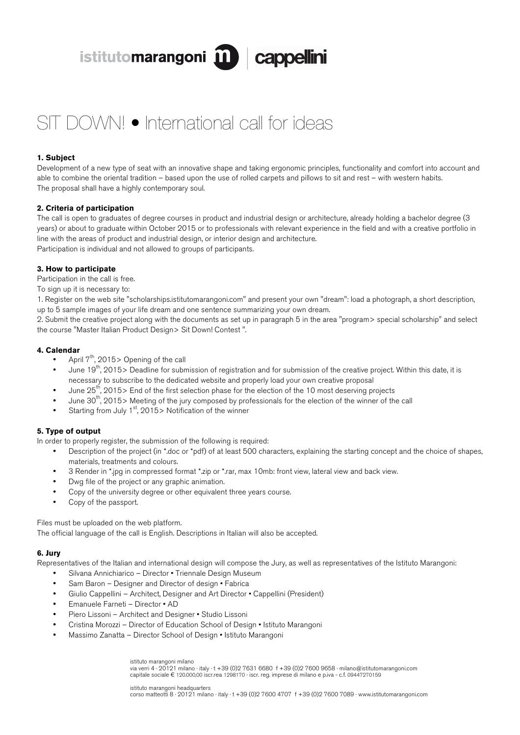istitutomarangoni | cappellini

# SIT DOWN! • International call for ideas

### 1. Subject

Development of a new type of seat with an innovative shape and taking ergonomic principles, functionality and comfort into account and able to combine the oriental tradition – based upon the use of rolled carpets and pillows to sit and rest – with western habits.
The proposal shall have a highly contemporary soul.

### 2. Criteria of participation

The call is open to graduates of degree courses in product and industrial design or architecture, already holding a bachelor degree (3 years) or about to graduate within October 2015 or to professionals with relevant experience in the field and with a creative portfolio in line with the areas of product and industrial design, or interior design and architecture.
Participation is individual and not allowed to groups of participants.

### 3. How to participate

Participation in the call is free.
To sign up it is necessary to:

1. Register on the web site "scholarships.istitutomarangoni.com" and present your own "dream": load a photograph, a short description, up to 5 sample images of your life dream and one sentence summarizing your own dream.
2. Submit the creative project along with the documents as set up in paragraph 5 in the area "program> special scholarship" and select the course "Master Italian Product Design> Sit Down! Contest ".

### 4. Calendar

- April 7th, 2015> Opening of the call
- June 19th, 2015> Deadline for submission of registration and for submission of the creative project. Within this date, it is necessary to subscribe to the dedicated website and properly load your own creative proposal
- June 25th, 2015> End of the first selection phase for the election of the 10 most deserving projects
- June 30th, 2015> Meeting of the jury composed by professionals for the election of the winner of the call
- Starting from July 1st, 2015> Notification of the winner

### 5. Type of output

In order to properly register, the submission of the following is required:

- Description of the project (in *.doc or *pdf) of at least 500 characters, explaining the starting concept and the choice of shapes, materials, treatments and colours.
- 3 Render in *.jpg in compressed format *.zip or *.rar, max 10mb: front view, lateral view and back view.
- Dwg file of the project or any graphic animation.
- Copy of the university degree or other equivalent three years course.
- Copy of the passport.

Files must be uploaded on the web platform.
The official language of the call is English. Descriptions in Italian will also be accepted.

### 6. Jury

Representatives of the Italian and international design will compose the Jury, as well as representatives of the Istituto Marangoni:

- Silvana Annichiarico – Director • Triennale Design Museum
- Sam Baron – Designer and Director of design • Fabrica
- Giulio Cappellini – Architect, Designer and Art Director • Cappellini (President)
- Emanuele Farneti – Director • AD
- Piero Lissoni – Architect and Designer • Studio Lissoni
- Cristina Morozzi – Director of Education School of Design • Istituto Marangoni
- Massimo Zanatta – Director School of Design • Istituto Marangoni

istituto marangoni milano
via verri 4 · 20121 milano · italy · t +39 (0)2 7631 6680 f +39 (0)2 7600 9658 · milano@istitutomarangoni.com
capitale sociale € 120.000,00 iscr.rea 1298170 · iscr. reg. imprese di milano e p.iva - c.f. 09447270159

istituto marangoni headquarters
corso matteotti 8 · 20121 milano · italy · t +39 (0)2 7600 4707 f +39 (0)2 7600 7089 · www.istitutomarangoni.com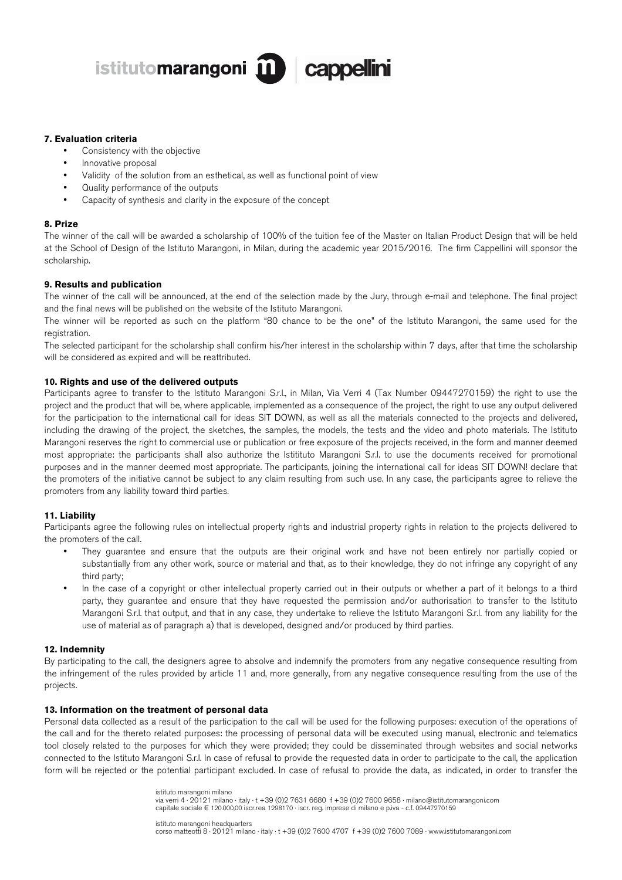### 7. Evaluation criteria

- Consistency with the objective
- Innovative proposal
- Validity of the solution from an esthetical, as well as functional point of view
- Quality performance of the outputs
- Capacity of synthesis and clarity in the exposure of the concept

### 8. Prize

The winner of the call will be awarded a scholarship of 100% of the tuition fee of the Master on Italian Product Design that will be held at the School of Design of the Istituto Marangoni, in Milan, during the academic year 2015/2016. The firm Cappellini will sponsor the scholarship.

### 9. Results and publication

The winner of the call will be announced, at the end of the selection made by the Jury, through e-mail and telephone. The final project and the final news will be published on the website of the Istituto Marangoni.

The winner will be reported as such on the platform "80 chance to be the one" of the Istituto Marangoni, the same used for the registration.

The selected participant for the scholarship shall confirm his/her interest in the scholarship within 7 days, after that time the scholarship will be considered as expired and will be reattributed.

### 10. Rights and use of the delivered outputs

Participants agree to transfer to the Istituto Marangoni S.r.l., in Milan, Via Verri 4 (Tax Number 09447270159) the right to use the project and the product that will be, where applicable, implemented as a consequence of the project, the right to use any output delivered for the participation to the international call for ideas SIT DOWN, as well as all the materials connected to the projects and delivered, including the drawing of the project, the sketches, the samples, the models, the tests and the video and photo materials. The Istituto Marangoni reserves the right to commercial use or publication or free exposure of the projects received, in the form and manner deemed most appropriate: the participants shall also authorize the Istitituto Marangoni S.r.l. to use the documents received for promotional purposes and in the manner deemed most appropriate. The participants, joining the international call for ideas SIT DOWN! declare that the promoters of the initiative cannot be subject to any claim resulting from such use. In any case, the participants agree to relieve the promoters from any liability toward third parties.

### 11. Liability

Participants agree the following rules on intellectual property rights and industrial property rights in relation to the projects delivered to the promoters of the call.

- They guarantee and ensure that the outputs are their original work and have not been entirely nor partially copied or substantially from any other work, source or material and that, as to their knowledge, they do not infringe any copyright of any third party;
- In the case of a copyright or other intellectual property carried out in their outputs or whether a part of it belongs to a third party, they guarantee and ensure that they have requested the permission and/or authorisation to transfer to the Istituto Marangoni S.r.l. that output, and that in any case, they undertake to relieve the Istituto Marangoni S.r.l. from any liability for the use of material as of paragraph a) that is developed, designed and/or produced by third parties.

### 12. Indemnity

By participating to the call, the designers agree to absolve and indemnify the promoters from any negative consequence resulting from the infringement of the rules provided by article 11 and, more generally, from any negative consequence resulting from the use of the projects.

### 13. Information on the treatment of personal data

Personal data collected as a result of the participation to the call will be used for the following purposes: execution of the operations of the call and for the thereto related purposes: the processing of personal data will be executed using manual, electronic and telematics tool closely related to the purposes for which they were provided; they could be disseminated through websites and social networks connected to the Istituto Marangoni S.r.l. In case of refusal to provide the requested data in order to participate to the call, the application form will be rejected or the potential participant excluded. In case of refusal to provide the data, as indicated, in order to transfer the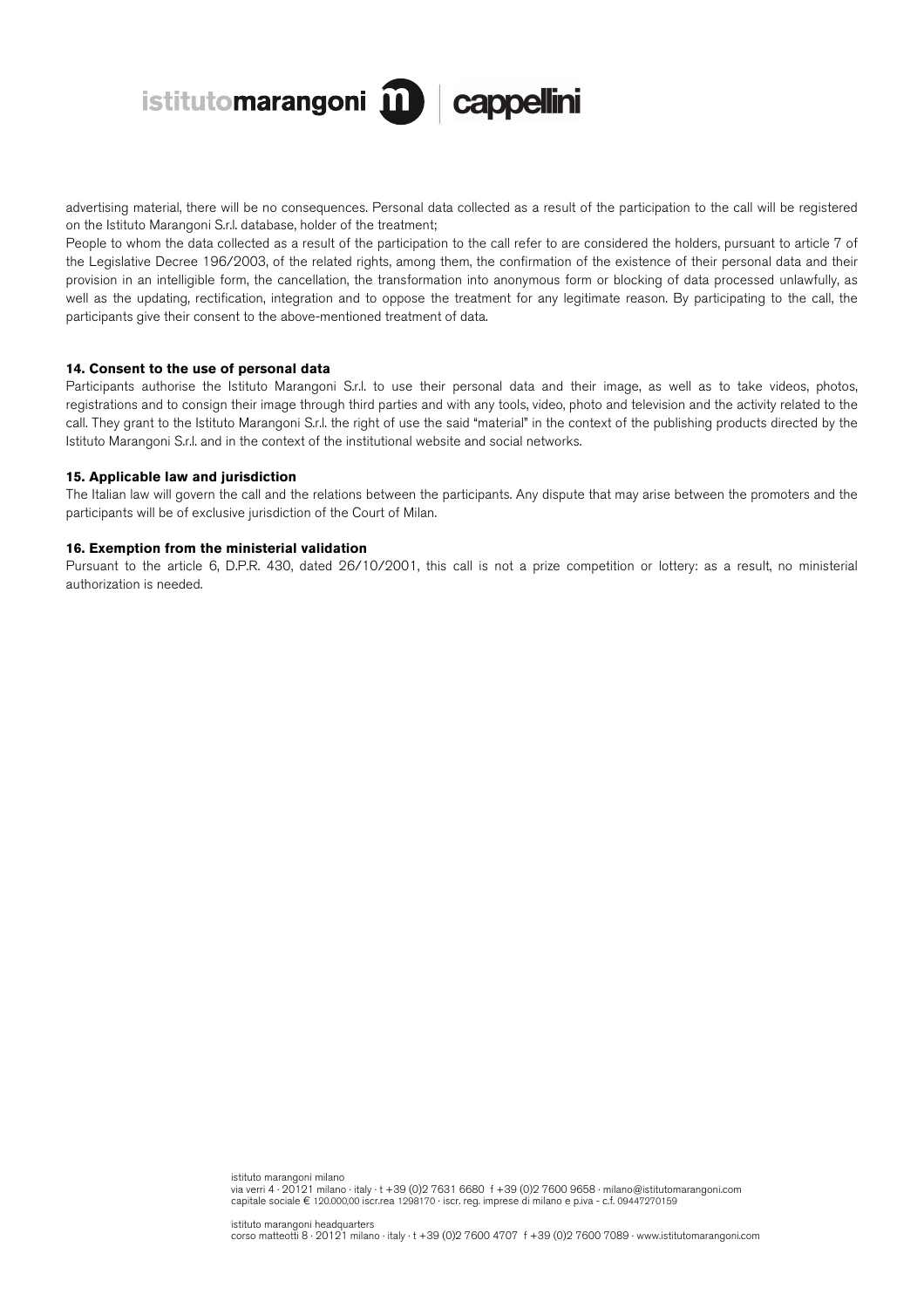advertising material, there will be no consequences. Personal data collected as a result of the participation to the call will be registered on the Istituto Marangoni S.r.l. database, holder of the treatment;

People to whom the data collected as a result of the participation to the call refer to are considered the holders, pursuant to article 7 of the Legislative Decree 196/2003, of the related rights, among them, the confirmation of the existence of their personal data and their provision in an intelligible form, the cancellation, the transformation into anonymous form or blocking of data processed unlawfully, as well as the updating, rectification, integration and to oppose the treatment for any legitimate reason. By participating to the call, the participants give their consent to the above-mentioned treatment of data.

**14. Consent to the use of personal data**

Participants authorise the Istituto Marangoni S.r.l. to use their personal data and their image, as well as to take videos, photos, registrations and to consign their image through third parties and with any tools, video, photo and television and the activity related to the call. They grant to the Istituto Marangoni S.r.l. the right of use the said "material" in the context of the publishing products directed by the Istituto Marangoni S.r.l. and in the context of the institutional website and social networks.

**15. Applicable law and jurisdiction**

The Italian law will govern the call and the relations between the participants. Any dispute that may arise between the promoters and the participants will be of exclusive jurisdiction of the Court of Milan.

**16. Exemption from the ministerial validation**

Pursuant to the article 6, D.P.R. 430, dated 26/10/2001, this call is not a prize competition or lottery: as a result, no ministerial authorization is needed.